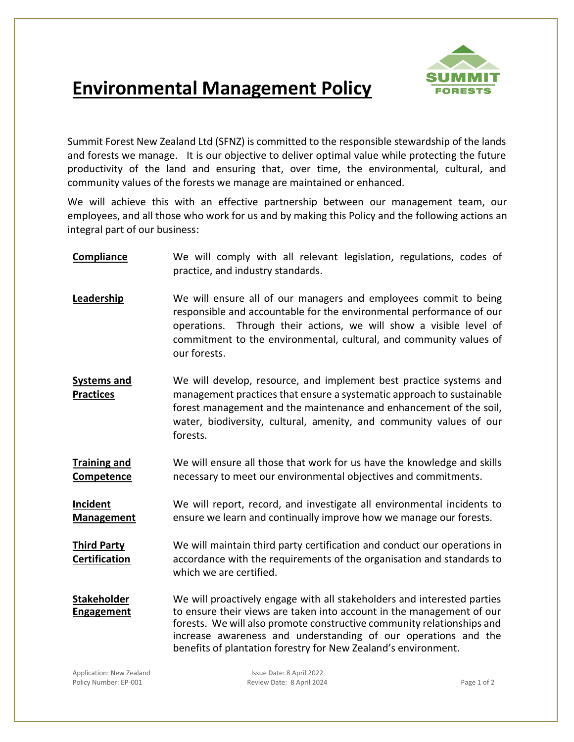# Environmental Management Policy

Summit Forest New Zealand Ltd (SFNZ) is committed to the responsible stewardship of the lands and forests we manage. It is our objective to deliver optimal value while protecting the future productivity of the land and ensuring that, over time, the environmental, cultural, and community values of the forests we manage are maintained or enhanced.

We will achieve this with an effective partnership between our management team, our employees, and all those who work for us and by making this Policy and the following actions an integral part of our business:

**Compliance** — We will comply with all relevant legislation, regulations, codes of practice, and industry standards.

**Leadership** — We will ensure all of our managers and employees commit to being responsible and accountable for the environmental performance of our operations. Through their actions, we will show a visible level of commitment to the environmental, cultural, and community values of our forests.

**Systems and Practices** — We will develop, resource, and implement best practice systems and management practices that ensure a systematic approach to sustainable forest management and the maintenance and enhancement of the soil, water, biodiversity, cultural, amenity, and community values of our forests.

**Training and Competence** — We will ensure all those that work for us have the knowledge and skills necessary to meet our environmental objectives and commitments.

**Incident Management** — We will report, record, and investigate all environmental incidents to ensure we learn and continually improve how we manage our forests.

**Third Party Certification** — We will maintain third party certification and conduct our operations in accordance with the requirements of the organisation and standards to which we are certified.

**Stakeholder Engagement** — We will proactively engage with all stakeholders and interested parties to ensure their views are taken into account in the management of our forests. We will also promote constructive community relationships and increase awareness and understanding of our operations and the benefits of plantation forestry for New Zealand's environment.

Application: New Zealand
Policy Number: EP-001

Issue Date: 8 April 2022
Review Date: 8 April 2024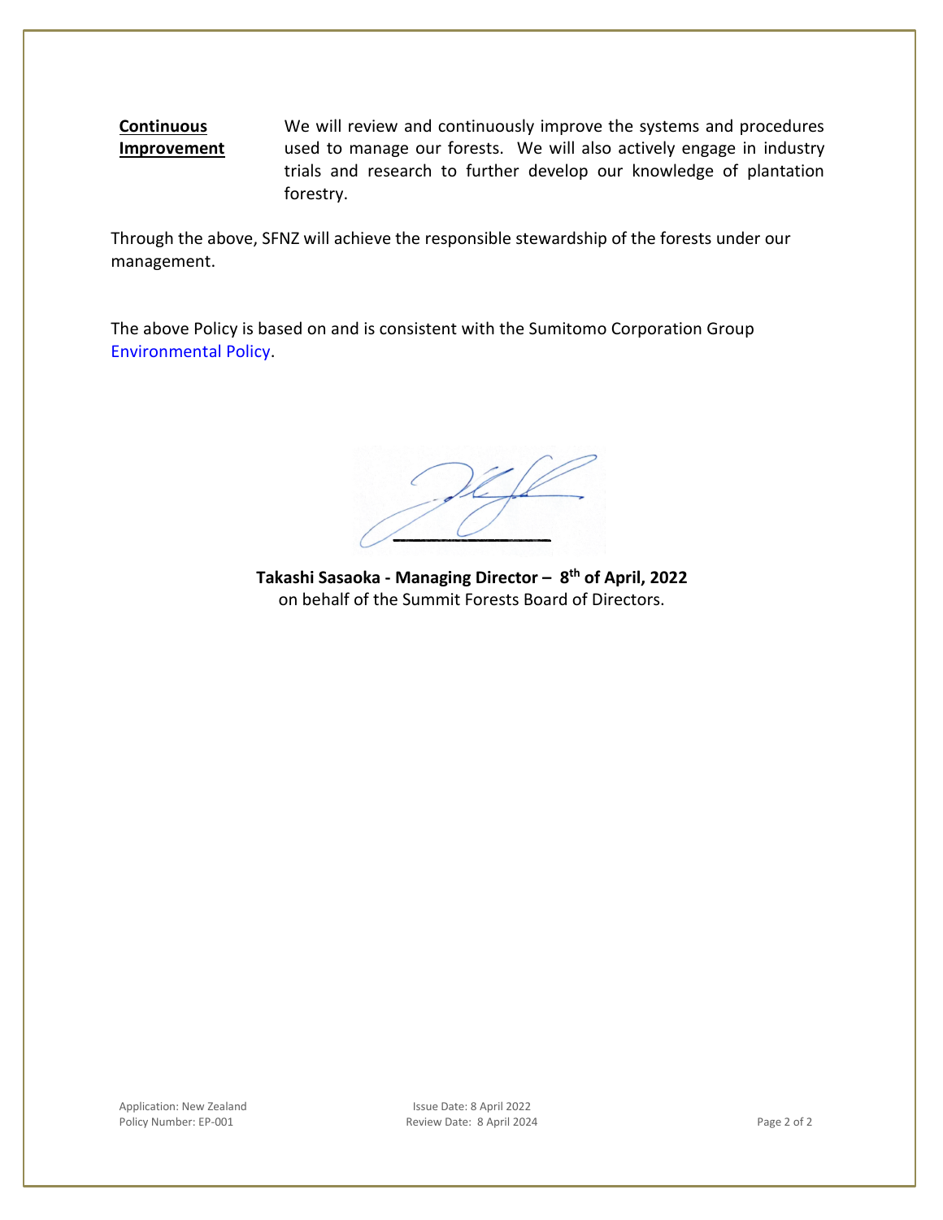**Continuous Improvement**

We will review and continuously improve the systems and procedures used to manage our forests. We will also actively engage in industry trials and research to further develop our knowledge of plantation forestry.

Through the above, SFNZ will achieve the responsible stewardship of the forests under our management.

The above Policy is based on and is consistent with the Sumitomo Corporation Group Environmental Policy.

**Takashi Sasaoka - Managing Director – 8th of April, 2022**
on behalf of the Summit Forests Board of Directors.

Application: New Zealand
Policy Number: EP-001

Issue Date: 8 April 2022
Review Date: 8 April 2024